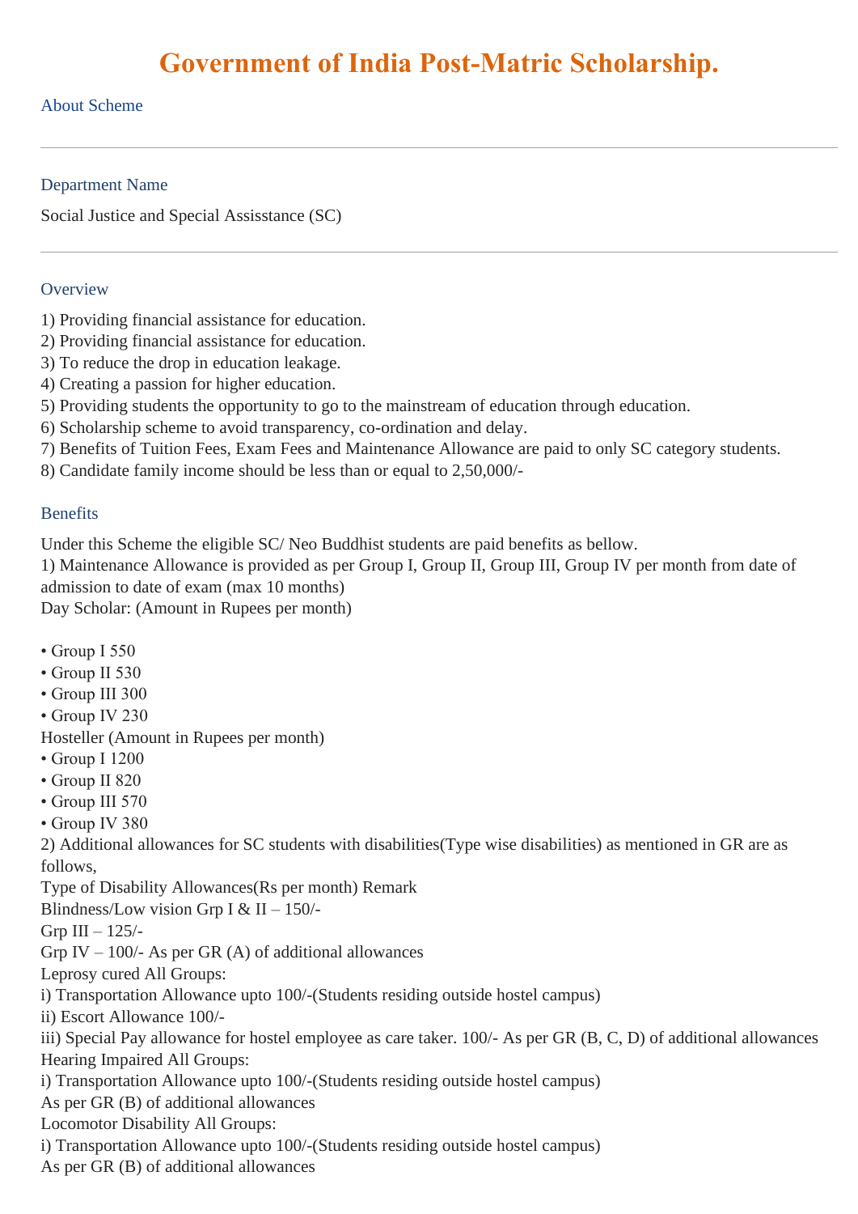# Government of India Post-Matric Scholarship.

## About Scheme

---

### Department Name

Social Justice and Special Assisstance (SC)

---

### Overview

1) Providing financial assistance for education.
2) Providing financial assistance for education.
3) To reduce the drop in education leakage.
4) Creating a passion for higher education.
5) Providing students the opportunity to go to the mainstream of education through education.
6) Scholarship scheme to avoid transparency, co-ordination and delay.
7) Benefits of Tuition Fees, Exam Fees and Maintenance Allowance are paid to only SC category students.
8) Candidate family income should be less than or equal to 2,50,000/-

### Benefits

Under this Scheme the eligible SC/ Neo Buddhist students are paid benefits as bellow.

1) Maintenance Allowance is provided as per Group I, Group II, Group III, Group IV per month from date of admission to date of exam (max 10 months)

Day Scholar: (Amount in Rupees per month)

- Group I 550
- Group II 530
- Group III 300
- Group IV 230

Hosteller (Amount in Rupees per month)

- Group I 1200
- Group II 820
- Group III 570
- Group IV 380

2) Additional allowances for SC students with disabilities(Type wise disabilities) as mentioned in GR are as follows,

Type of Disability Allowances(Rs per month) Remark

Blindness/Low vision Grp I & II – 150/-
Grp III – 125/-
Grp IV – 100/- As per GR (A) of additional allowances

Leprosy cured All Groups:
i) Transportation Allowance upto 100/-(Students residing outside hostel campus)
ii) Escort Allowance 100/-
iii) Special Pay allowance for hostel employee as care taker. 100/- As per GR (B, C, D) of additional allowances

Hearing Impaired All Groups:
i) Transportation Allowance upto 100/-(Students residing outside hostel campus)
As per GR (B) of additional allowances

Locomotor Disability All Groups:
i) Transportation Allowance upto 100/-(Students residing outside hostel campus)
As per GR (B) of additional allowances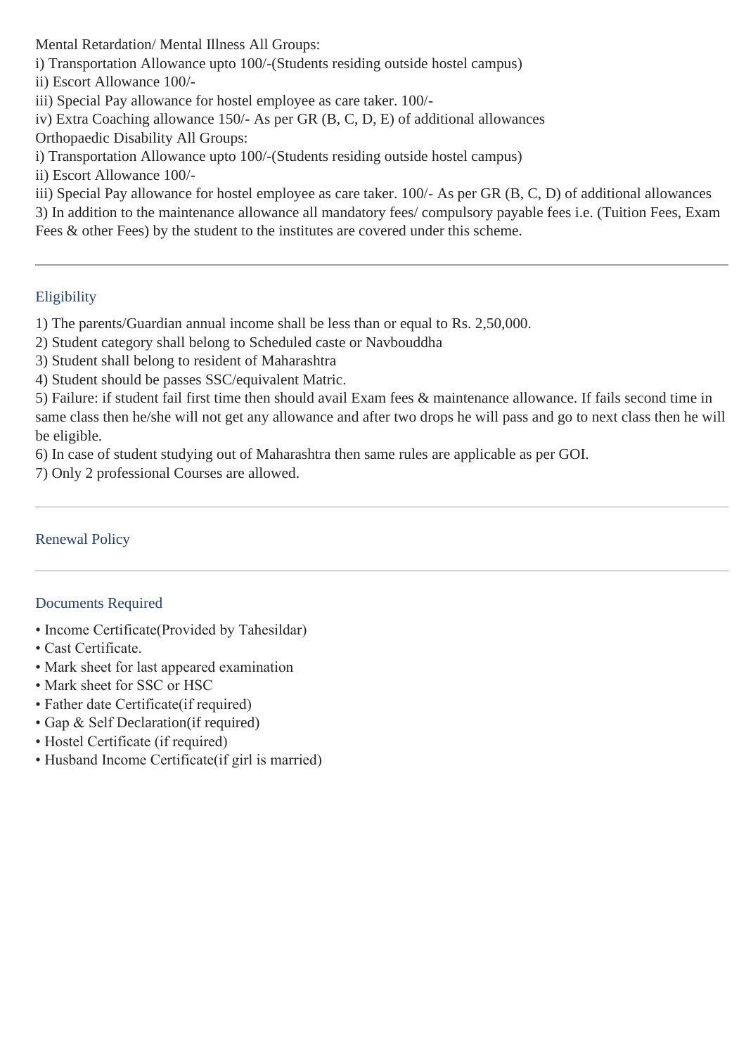Mental Retardation/ Mental Illness All Groups:
i) Transportation Allowance upto 100/-(Students residing outside hostel campus)
ii) Escort Allowance 100/-
iii) Special Pay allowance for hostel employee as care taker. 100/-
iv) Extra Coaching allowance 150/- As per GR (B, C, D, E) of additional allowances
Orthopaedic Disability All Groups:
i) Transportation Allowance upto 100/-(Students residing outside hostel campus)
ii) Escort Allowance 100/-
iii) Special Pay allowance for hostel employee as care taker. 100/- As per GR (B, C, D) of additional allowances
3) In addition to the maintenance allowance all mandatory fees/ compulsory payable fees i.e. (Tuition Fees, Exam Fees & other Fees) by the student to the institutes are covered under this scheme.

---

## Eligibility

1) The parents/Guardian annual income shall be less than or equal to Rs. 2,50,000.
2) Student category shall belong to Scheduled caste or Navbouddha
3) Student shall belong to resident of Maharashtra
4) Student should be passes SSC/equivalent Matric.
5) Failure: if student fail first time then should avail Exam fees & maintenance allowance. If fails second time in same class then he/she will not get any allowance and after two drops he will pass and go to next class then he will be eligible.
6) In case of student studying out of Maharashtra then same rules are applicable as per GOI.
7) Only 2 professional Courses are allowed.

---

## Renewal Policy

---

## Documents Required

- Income Certificate(Provided by Tahesildar)
- Cast Certificate.
- Mark sheet for last appeared examination
- Mark sheet for SSC or HSC
- Father date Certificate(if required)
- Gap & Self Declaration(if required)
- Hostel Certificate (if required)
- Husband Income Certificate(if girl is married)